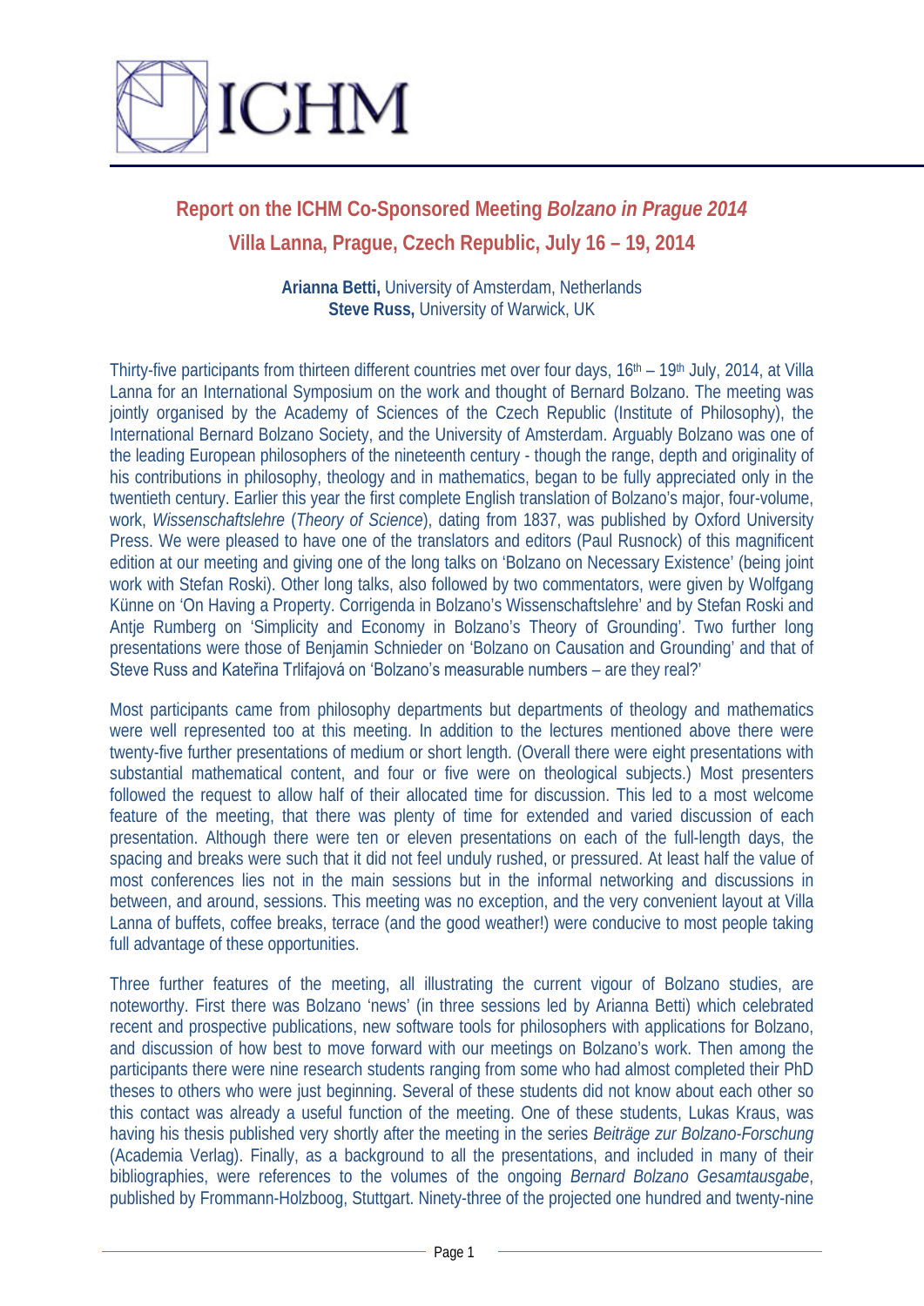ICHM

# Report on the ICHM Co-Sponsored Meeting *Bolzano in Prague 2014*

## Villa Lanna, Prague, Czech Republic, July 16 – 19, 2014

**Arianna Betti,** University of Amsterdam, Netherlands
**Steve Russ,** University of Warwick, UK

Thirty-five participants from thirteen different countries met over four days, 16th – 19th July, 2014, at Villa Lanna for an International Symposium on the work and thought of Bernard Bolzano. The meeting was jointly organised by the Academy of Sciences of the Czech Republic (Institute of Philosophy), the International Bernard Bolzano Society, and the University of Amsterdam. Arguably Bolzano was one of the leading European philosophers of the nineteenth century - though the range, depth and originality of his contributions in philosophy, theology and in mathematics, began to be fully appreciated only in the twentieth century. Earlier this year the first complete English translation of Bolzano's major, four-volume, work, *Wissenschaftslehre* (*Theory of Science*), dating from 1837, was published by Oxford University Press. We were pleased to have one of the translators and editors (Paul Rusnock) of this magnificent edition at our meeting and giving one of the long talks on 'Bolzano on Necessary Existence' (being joint work with Stefan Roski). Other long talks, also followed by two commentators, were given by Wolfgang Künne on 'On Having a Property. Corrigenda in Bolzano's Wissenschaftslehre' and by Stefan Roski and Antje Rumberg on 'Simplicity and Economy in Bolzano's Theory of Grounding'. Two further long presentations were those of Benjamin Schnieder on 'Bolzano on Causation and Grounding' and that of Steve Russ and Kateřina Trlifajová on 'Bolzano's measurable numbers – are they real?'

Most participants came from philosophy departments but departments of theology and mathematics were well represented too at this meeting. In addition to the lectures mentioned above there were twenty-five further presentations of medium or short length. (Overall there were eight presentations with substantial mathematical content, and four or five were on theological subjects.) Most presenters followed the request to allow half of their allocated time for discussion. This led to a most welcome feature of the meeting, that there was plenty of time for extended and varied discussion of each presentation. Although there were ten or eleven presentations on each of the full-length days, the spacing and breaks were such that it did not feel unduly rushed, or pressured. At least half the value of most conferences lies not in the main sessions but in the informal networking and discussions in between, and around, sessions. This meeting was no exception, and the very convenient layout at Villa Lanna of buffets, coffee breaks, terrace (and the good weather!) were conducive to most people taking full advantage of these opportunities.

Three further features of the meeting, all illustrating the current vigour of Bolzano studies, are noteworthy. First there was Bolzano 'news' (in three sessions led by Arianna Betti) which celebrated recent and prospective publications, new software tools for philosophers with applications for Bolzano, and discussion of how best to move forward with our meetings on Bolzano's work. Then among the participants there were nine research students ranging from some who had almost completed their PhD theses to others who were just beginning. Several of these students did not know about each other so this contact was already a useful function of the meeting. One of these students, Lukas Kraus, was having his thesis published very shortly after the meeting in the series *Beiträge zur Bolzano-Forschung* (Academia Verlag). Finally, as a background to all the presentations, and included in many of their bibliographies, were references to the volumes of the ongoing *Bernard Bolzano Gesamtausgabe*, published by Frommann-Holzboog, Stuttgart. Ninety-three of the projected one hundred and twenty-nine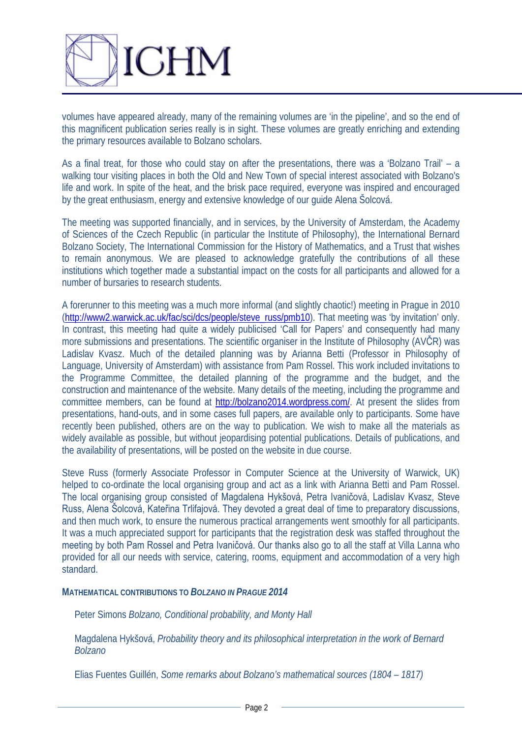volumes have appeared already, many of the remaining volumes are 'in the pipeline', and so the end of this magnificent publication series really is in sight. These volumes are greatly enriching and extending the primary resources available to Bolzano scholars.

As a final treat, for those who could stay on after the presentations, there was a 'Bolzano Trail' – a walking tour visiting places in both the Old and New Town of special interest associated with Bolzano's life and work. In spite of the heat, and the brisk pace required, everyone was inspired and encouraged by the great enthusiasm, energy and extensive knowledge of our guide Alena Šolcová.

The meeting was supported financially, and in services, by the University of Amsterdam, the Academy of Sciences of the Czech Republic (in particular the Institute of Philosophy), the International Bernard Bolzano Society, The International Commission for the History of Mathematics, and a Trust that wishes to remain anonymous. We are pleased to acknowledge gratefully the contributions of all these institutions which together made a substantial impact on the costs for all participants and allowed for a number of bursaries to research students.

A forerunner to this meeting was a much more informal (and slightly chaotic!) meeting in Prague in 2010 (http://www2.warwick.ac.uk/fac/sci/dcs/people/steve_russ/pmb10). That meeting was 'by invitation' only. In contrast, this meeting had quite a widely publicised 'Call for Papers' and consequently had many more submissions and presentations. The scientific organiser in the Institute of Philosophy (AVČR) was Ladislav Kvasz. Much of the detailed planning was by Arianna Betti (Professor in Philosophy of Language, University of Amsterdam) with assistance from Pam Rossel. This work included invitations to the Programme Committee, the detailed planning of the programme and the budget, and the construction and maintenance of the website. Many details of the meeting, including the programme and committee members, can be found at http://bolzano2014.wordpress.com/. At present the slides from presentations, hand-outs, and in some cases full papers, are available only to participants. Some have recently been published, others are on the way to publication. We wish to make all the materials as widely available as possible, but without jeopardising potential publications. Details of publications, and the availability of presentations, will be posted on the website in due course.

Steve Russ (formerly Associate Professor in Computer Science at the University of Warwick, UK) helped to co-ordinate the local organising group and act as a link with Arianna Betti and Pam Rossel. The local organising group consisted of Magdalena Hykšová, Petra Ivaničová, Ladislav Kvasz, Steve Russ, Alena Šolcová, Kateřina Trlifajová. They devoted a great deal of time to preparatory discussions, and then much work, to ensure the numerous practical arrangements went smoothly for all participants. It was a much appreciated support for participants that the registration desk was staffed throughout the meeting by both Pam Rossel and Petra Ivaničová. Our thanks also go to all the staff at Villa Lanna who provided for all our needs with service, catering, rooms, equipment and accommodation of a very high standard.

**MATHEMATICAL CONTRIBUTIONS TO *BOLZANO IN PRAGUE 2014***

Peter Simons *Bolzano, Conditional probability, and Monty Hall*

Magdalena Hykšová, *Probability theory and its philosophical interpretation in the work of Bernard Bolzano*

Elias Fuentes Guillén, *Some remarks about Bolzano's mathematical sources (1804 – 1817)*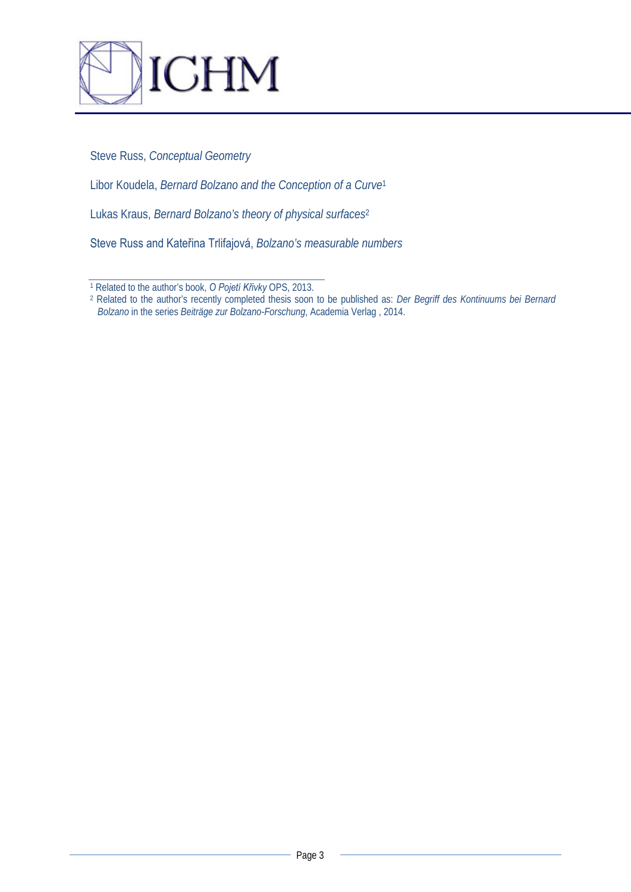Steve Russ, *Conceptual Geometry*

Libor Koudela, *Bernard Bolzano and the Conception of a Curve*[1]

Lukas Kraus, *Bernard Bolzano's theory of physical surfaces*[2]

Steve Russ and Kateřina Trlifajová, *Bolzano's measurable numbers*

---

[1] Related to the author's book, *O Pojetí Křivky* OPS, 2013.

[2] Related to the author's recently completed thesis soon to be published as: *Der Begriff des Kontinuums bei Bernard Bolzano* in the series *Beiträge zur Bolzano-Forschung*, Academia Verlag , 2014.